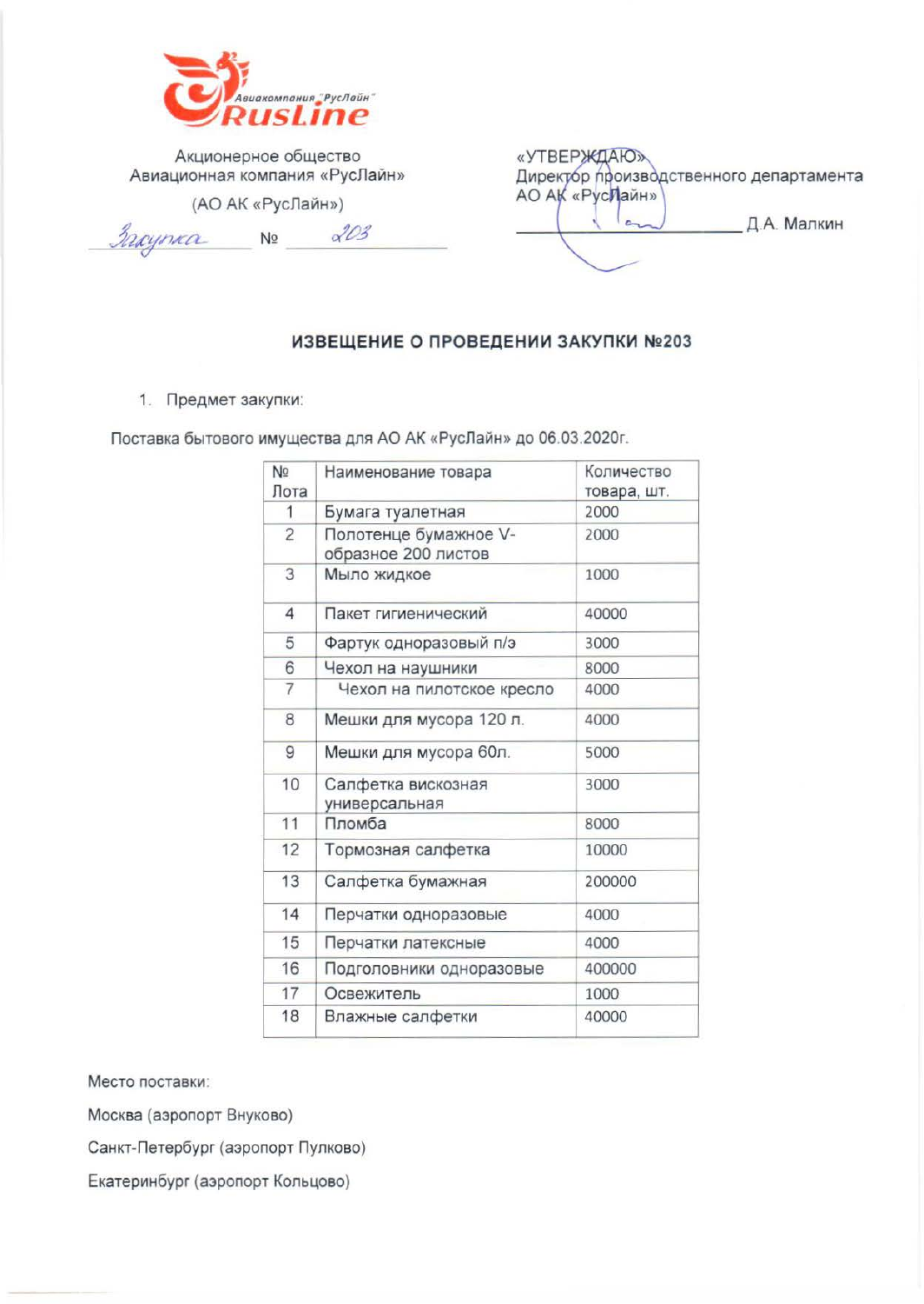Авиакомпания "РусЛайн"
RusLine

Акционерное общество
Авиационная компания «РусЛайн»
(АО АК «РусЛайн»)

Закупка № 203

«УТВЕРЖДАЮ»
Директор производственного департамента
АО АК «РусЛайн»
\_\_\_\_\_\_\_\_\_\_\_\_\_\_\_\_\_\_\_\_ Д.А. Малкин

## ИЗВЕЩЕНИЕ О ПРОВЕДЕНИИ ЗАКУПКИ №203

1. Предмет закупки:

Поставка бытового имущества для АО АК «РусЛайн» до 06.03.2020г.

| № Лота | Наименование товара | Количество товара, шт. |
|---|---|---|
| 1 | Бумага туалетная | 2000 |
| 2 | Полотенце бумажное V-образное 200 листов | 2000 |
| 3 | Мыло жидкое | 1000 |
| 4 | Пакет гигиенический | 40000 |
| 5 | Фартук одноразовый п/э | 3000 |
| 6 | Чехол на наушники | 8000 |
| 7 | Чехол на пилотское кресло | 4000 |
| 8 | Мешки для мусора 120 л. | 4000 |
| 9 | Мешки для мусора 60л. | 5000 |
| 10 | Салфетка вискозная универсальная | 3000 |
| 11 | Пломба | 8000 |
| 12 | Тормозная салфетка | 10000 |
| 13 | Салфетка бумажная | 200000 |
| 14 | Перчатки одноразовые | 4000 |
| 15 | Перчатки латексные | 4000 |
| 16 | Подголовники одноразовые | 400000 |
| 17 | Освежитель | 1000 |
| 18 | Влажные салфетки | 40000 |

Место поставки:

Москва (аэропорт Внуково)

Санкт-Петербург (аэропорт Пулково)

Екатеринбург (аэропорт Кольцово)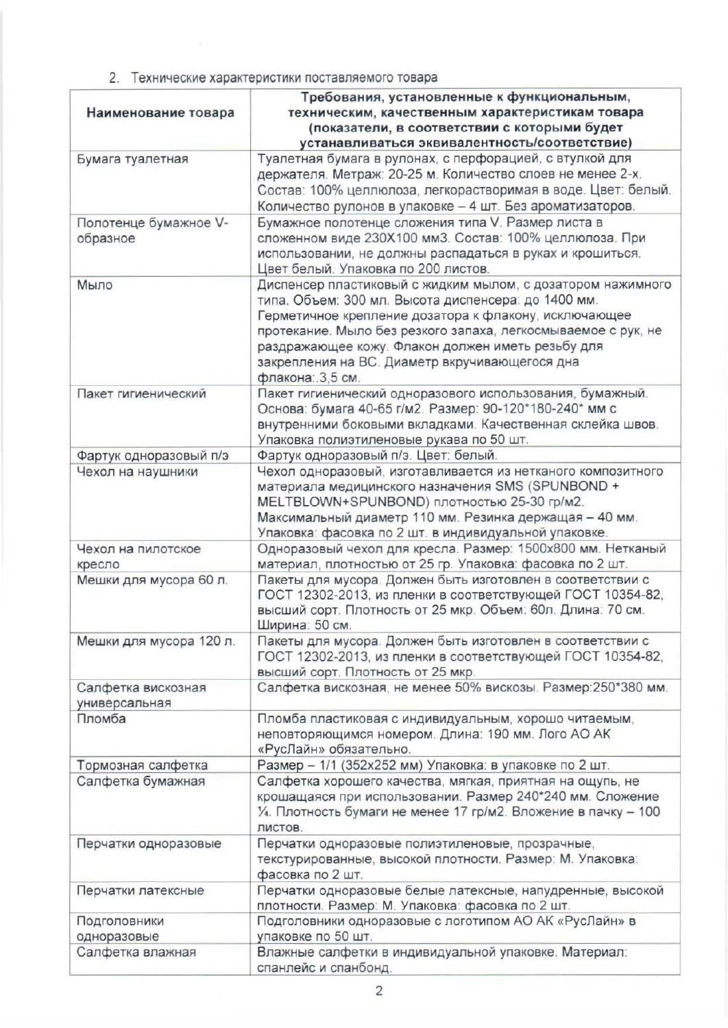2. Технические характеристики поставляемого товара

| Наименование товара | Требования, установленные к функциональным, техническим, качественным характеристикам товара (показатели, в соответствии с которыми будет устанавливаться эквивалентность/соответствие) |
|---|---|
| Бумага туалетная | Туалетная бумага в рулонах, с перфорацией, с втулкой для держателя. Метраж: 20-25 м. Количество слоев не менее 2-х. Состав: 100% целлюлоза, легкорастворимая в воде. Цвет: белый. Количество рулонов в упаковке – 4 шт. Без ароматизаторов. |
| Полотенце бумажное V-образное | Бумажное полотенце сложения типа V. Размер листа в сложенном виде 230Х100 мм3. Состав: 100% целлюлоза. При использовании, не должны распадаться в руках и крошиться. Цвет белый. Упаковка по 200 листов. |
| Мыло | Диспенсер пластиковый с жидким мылом, с дозатором нажимного типа. Объем: 300 мл. Высота диспенсера: до 1400 мм. Герметичное крепление дозатора к флакону, исключающее протекание. Мыло без резкого запаха, легкосмываемое с рук, не раздражающее кожу. Флакон должен иметь резьбу для закрепления на ВС. Диаметр вкручивающегося дна флакона:.3,5 см. |
| Пакет гигиенический | Пакет гигиенический одноразового использования, бумажный. Основа: бумага 40-65 г/м2. Размер: 90-120*180-240* мм с внутренними боковыми вкладками. Качественная склейка швов. Упаковка полиэтиленовые рукава по 50 шт. |
| Фартук одноразовый п/э | Фартук одноразовый п/э. Цвет: белый. |
| Чехол на наушники | Чехол одноразовый, изготавливается из нетканого композитного материала медицинского назначения SMS (SPUNBOND + MELTBLOWN+SPUNBOND) плотностью 25-30 гр/м2. Максимальный диаметр 110 мм. Резинка держащая – 40 мм. Упаковка: фасовка по 2 шт. в индивидуальной упаковке. |
| Чехол на пилотское кресло | Одноразовый чехол для кресла. Размер: 1500х800 мм. Нетканый материал, плотностью от 25 гр. Упаковка: фасовка по 2 шт. |
| Мешки для мусора 60 л. | Пакеты для мусора. Должен быть изготовлен в соответствии с ГОСТ 12302-2013, из пленки в соответствующей ГОСТ 10354-82, высший сорт. Плотность от 25 мкр. Объем: 60л. Длина: 70 см. Ширина: 50 см. |
| Мешки для мусора 120 л. | Пакеты для мусора. Должен быть изготовлен в соответствии с ГОСТ 12302-2013, из пленки в соответствующей ГОСТ 10354-82, высший сорт. Плотность от 25 мкр. |
| Салфетка вискозная универсальная | Салфетка вискозная, не менее 50% вискозы. Размер:250*380 мм. |
| Пломба | Пломба пластиковая с индивидуальным, хорошо читаемым, неповторяющимся номером. Длина: 190 мм. Лого АО АК «РусЛайн» обязательно. |
| Тормозная салфетка | Размер – 1/1 (352х252 мм) Упаковка: в упаковке по 2 шт. |
| Салфетка бумажная | Салфетка хорошего качества, мягкая, приятная на ощупь, не крошащаяся при использовании. Размер 240*240 мм. Сложение ¼. Плотность бумаги не менее 17 гр/м2. Вложение в пачку – 100 листов. |
| Перчатки одноразовые | Перчатки одноразовые полиэтиленовые, прозрачные, текстурированные, высокой плотности. Размер: М. Упаковка: фасовка по 2 шт. |
| Перчатки латексные | Перчатки одноразовые белые латексные, напудренные, высокой плотности. Размер: М. Упаковка: фасовка по 2 шт. |
| Подголовники одноразовые | Подголовники одноразовые с логотипом АО АК «РусЛайн» в упаковке по 50 шт. |
| Салфетка влажная | Влажные салфетки в индивидуальной упаковке. Материал: спанлейс и спанбонд. |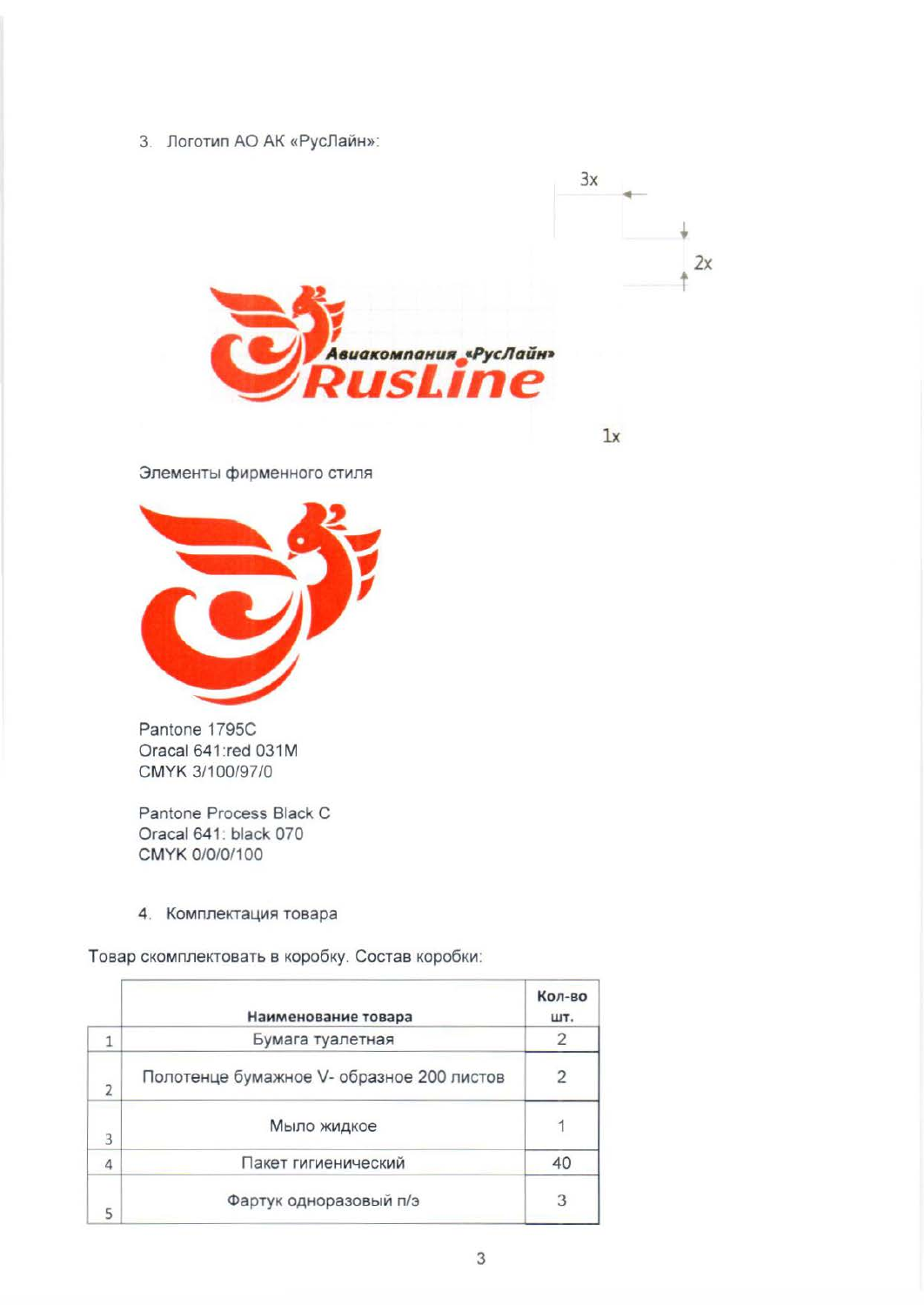3. Логотип АО АК «РусЛайн»:

Элементы фирменного стиля

Pantone 1795C
Oracal 641:red 031M
CMYK 3/100/97/0

Pantone Process Black C
Oracal 641: black 070
CMYK 0/0/0/100

4. Комплектация товара

Товар скомплектовать в коробку. Состав коробки:

| | Наименование товара | Кол-во шт. |
|---|---|---|
| 1 | Бумага туалетная | 2 |
| 2 | Полотенце бумажное V- образное 200 листов | 2 |
| 3 | Мыло жидкое | 1 |
| 4 | Пакет гигиенический | 40 |
| 5 | Фартук одноразовый п/э | 3 |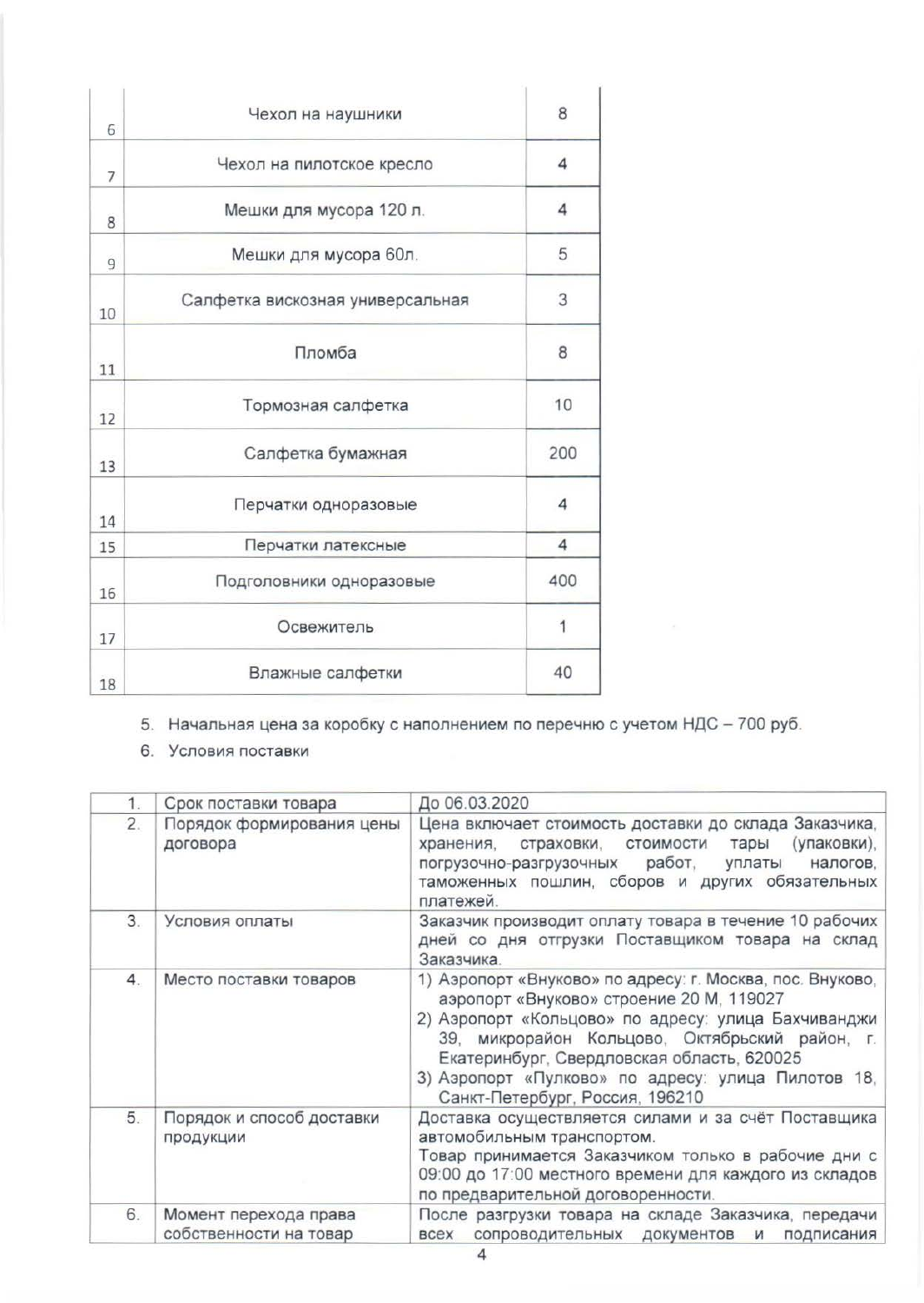| | | |
|---|---|---|
| 6 | Чехол на наушники | 8 |
| 7 | Чехол на пилотское кресло | 4 |
| 8 | Мешки для мусора 120 л. | 4 |
| 9 | Мешки для мусора 60л. | 5 |
| 10 | Салфетка вискозная универсальная | 3 |
| 11 | Пломба | 8 |
| 12 | Тормозная салфетка | 10 |
| 13 | Салфетка бумажная | 200 |
| 14 | Перчатки одноразовые | 4 |
| 15 | Перчатки латексные | 4 |
| 16 | Подголовники одноразовые | 400 |
| 17 | Освежитель | 1 |
| 18 | Влажные салфетки | 40 |

5. Начальная цена за коробку с наполнением по перечню с учетом НДС – 700 руб.
6. Условия поставки

| | | |
|---|---|---|
| 1. | Срок поставки товара | До 06.03.2020 |
| 2. | Порядок формирования цены договора | Цена включает стоимость доставки до склада Заказчика, хранения, страховки, стоимости тары (упаковки), погрузочно-разгрузочных работ, уплаты налогов, таможенных пошлин, сборов и других обязательных платежей. |
| 3. | Условия оплаты | Заказчик производит оплату товара в течение 10 рабочих дней со дня отгрузки Поставщиком товара на склад Заказчика. |
| 4. | Место поставки товаров | 1) Аэропорт «Внуково» по адресу: г. Москва, пос. Внуково, аэропорт «Внуково» строение 20 М, 119027<br>2) Аэропорт «Кольцово» по адресу: улица Бахчиванджи 39, микрорайон Кольцово, Октябрьский район, г. Екатеринбург, Свердловская область, 620025<br>3) Аэропорт «Пулково» по адресу: улица Пилотов 18, Санкт-Петербург, Россия, 196210 |
| 5. | Порядок и способ доставки продукции | Доставка осуществляется силами и за счёт Поставщика автомобильным транспортом.<br>Товар принимается Заказчиком только в рабочие дни с 09:00 до 17:00 местного времени для каждого из складов по предварительной договоренности. |
| 6. | Момент перехода права собственности на товар | После разгрузки товара на складе Заказчика, передачи всех сопроводительных документов и подписания |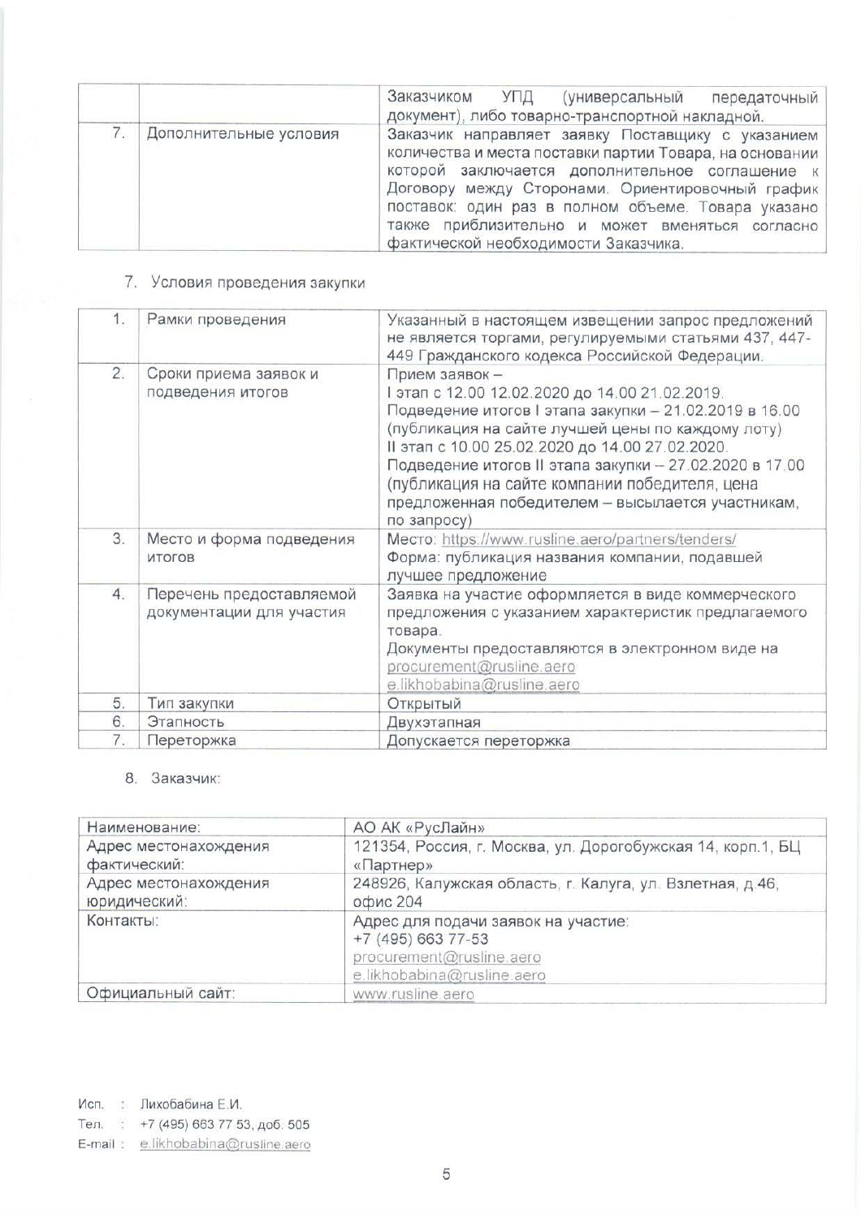| | | |
|---|---|---|
| | | Заказчиком УПД (универсальный передаточный документ), либо товарно-транспортной накладной. |
| 7. | Дополнительные условия | Заказчик направляет заявку Поставщику с указанием количества и места поставки партии Товара, на основании которой заключается дополнительное соглашение к Договору между Сторонами. Ориентировочный график поставок: один раз в полном объеме. Товара указано также приблизительно и может вменяться согласно фактической необходимости Заказчика. |

7. Условия проведения закупки

| | | |
|---|---|---|
| 1. | Рамки проведения | Указанный в настоящем извещении запрос предложений не является торгами, регулируемыми статьями 437, 447-449 Гражданского кодекса Российской Федерации. |
| 2. | Сроки приема заявок и подведения итогов | Прием заявок – I этап с 12.00 12.02.2020 до 14.00 21.02.2019. Подведение итогов I этапа закупки – 21.02.2019 в 16.00 (публикация на сайте лучшей цены по каждому лоту) II этап с 10.00 25.02.2020 до 14.00 27.02.2020. Подведение итогов II этапа закупки – 27.02.2020 в 17.00 (публикация на сайте компании победителя, цена предложенная победителем – высылается участникам, по запросу) |
| 3. | Место и форма подведения итогов | Место: https://www.rusline.aero/partners/tenders/ Форма: публикация названия компании, подавшей лучшее предложение |
| 4. | Перечень предоставляемой документации для участия | Заявка на участие оформляется в виде коммерческого предложения с указанием характеристик предлагаемого товара. Документы предоставляются в электронном виде на procurement@rusline.aero e.likhobabina@rusline.aero |
| 5. | Тип закупки | Открытый |
| 6. | Этапность | Двухэтапная |
| 7. | Переторжка | Допускается переторжка |

8. Заказчик:

| | |
|---|---|
| Наименование: | АО АК «РусЛайн» |
| Адрес местонахождения фактический: | 121354, Россия, г. Москва, ул. Дорогобужская 14, корп.1, БЦ «Партнер» |
| Адрес местонахождения юридический: | 248926, Калужская область, г. Калуга, ул. Взлетная, д.46, офис 204 |
| Контакты: | Адрес для подачи заявок на участие: +7 (495) 663 77-53 procurement@rusline.aero e.likhobabina@rusline.aero |
| Официальный сайт: | www.rusline.aero |

Исп. : Лихобабина Е.И.
Тел. : +7 (495) 663 77 53, доб. 505
E-mail : e.likhobabina@rusline.aero